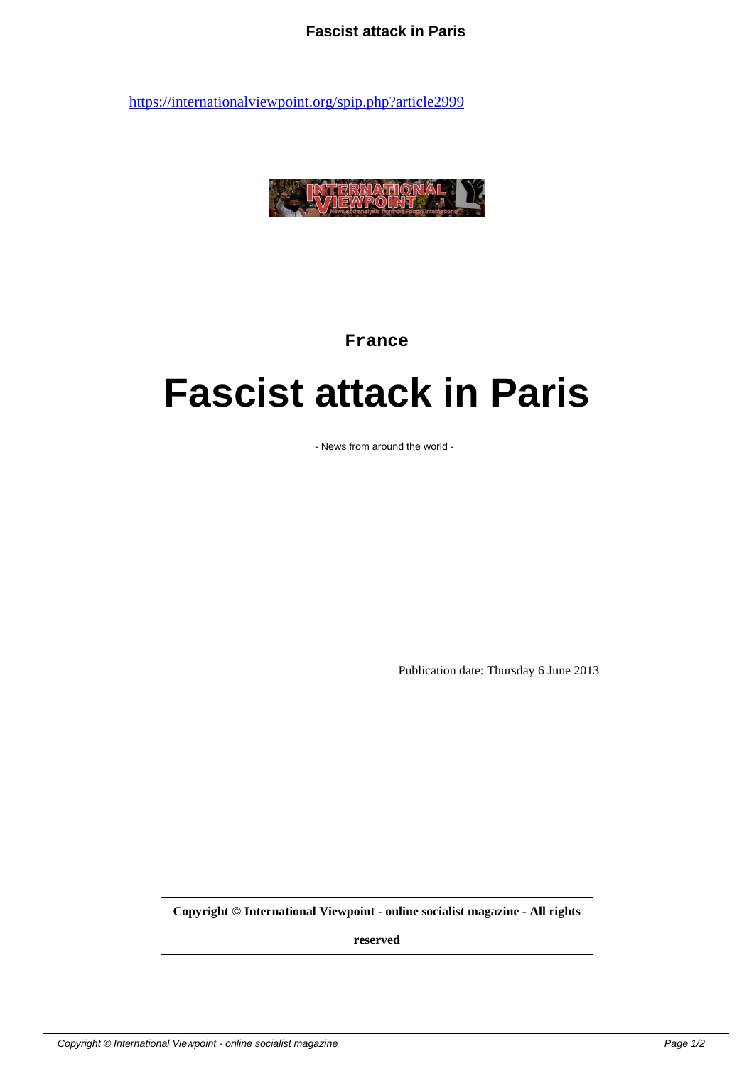https://internationalviewpoint.org/spip.php?article2999

France

# Fascist attack in Paris

- News from around the world -

Publication date: Thursday 6 June 2013

**Copyright © International Viewpoint - online socialist magazine - All rights reserved**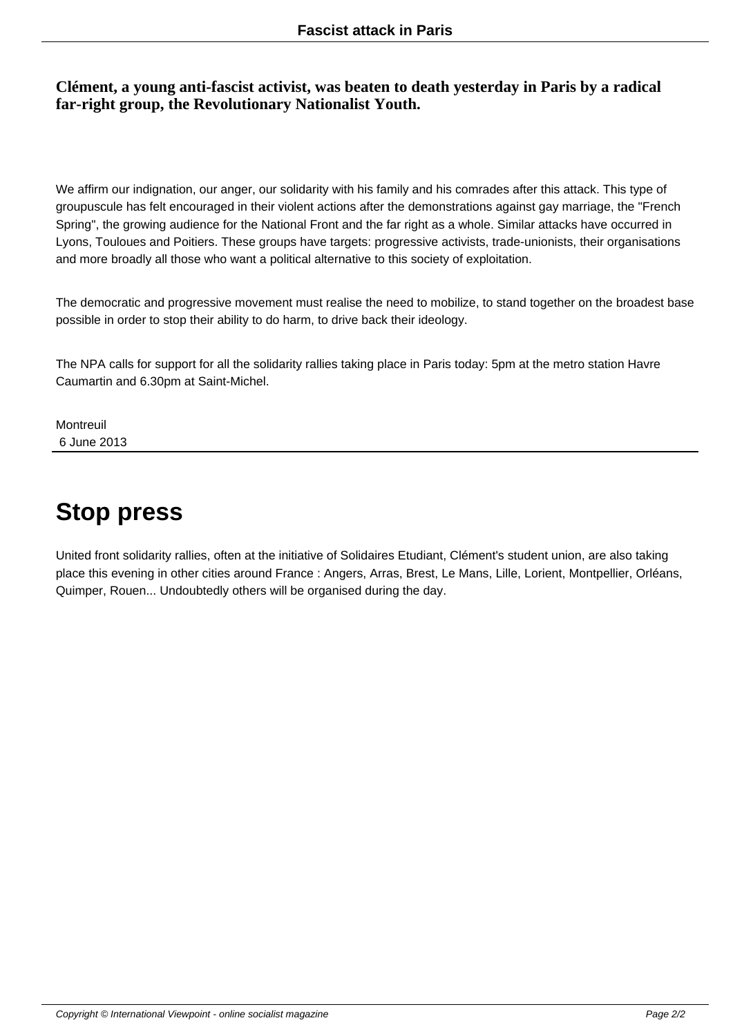**Clément, a young anti-fascist activist, was beaten to death yesterday in Paris by a radical far-right group, the Revolutionary Nationalist Youth.**

We affirm our indignation, our anger, our solidarity with his family and his comrades after this attack. This type of groupuscule has felt encouraged in their violent actions after the demonstrations against gay marriage, the "French Spring", the growing audience for the National Front and the far right as a whole. Similar attacks have occurred in Lyons, Touloues and Poitiers. These groups have targets: progressive activists, trade-unionists, their organisations and more broadly all those who want a political alternative to this society of exploitation.

The democratic and progressive movement must realise the need to mobilize, to stand together on the broadest base possible in order to stop their ability to do harm, to drive back their ideology.

The NPA calls for support for all the solidarity rallies taking place in Paris today: 5pm at the metro station Havre Caumartin and 6.30pm at Saint-Michel.

Montreuil
6 June 2013

# Stop press

United front solidarity rallies, often at the initiative of Solidaires Etudiant, Clément's student union, are also taking place this evening in other cities around France : Angers, Arras, Brest, Le Mans, Lille, Lorient, Montpellier, Orléans, Quimper, Rouen... Undoubtedly others will be organised during the day.